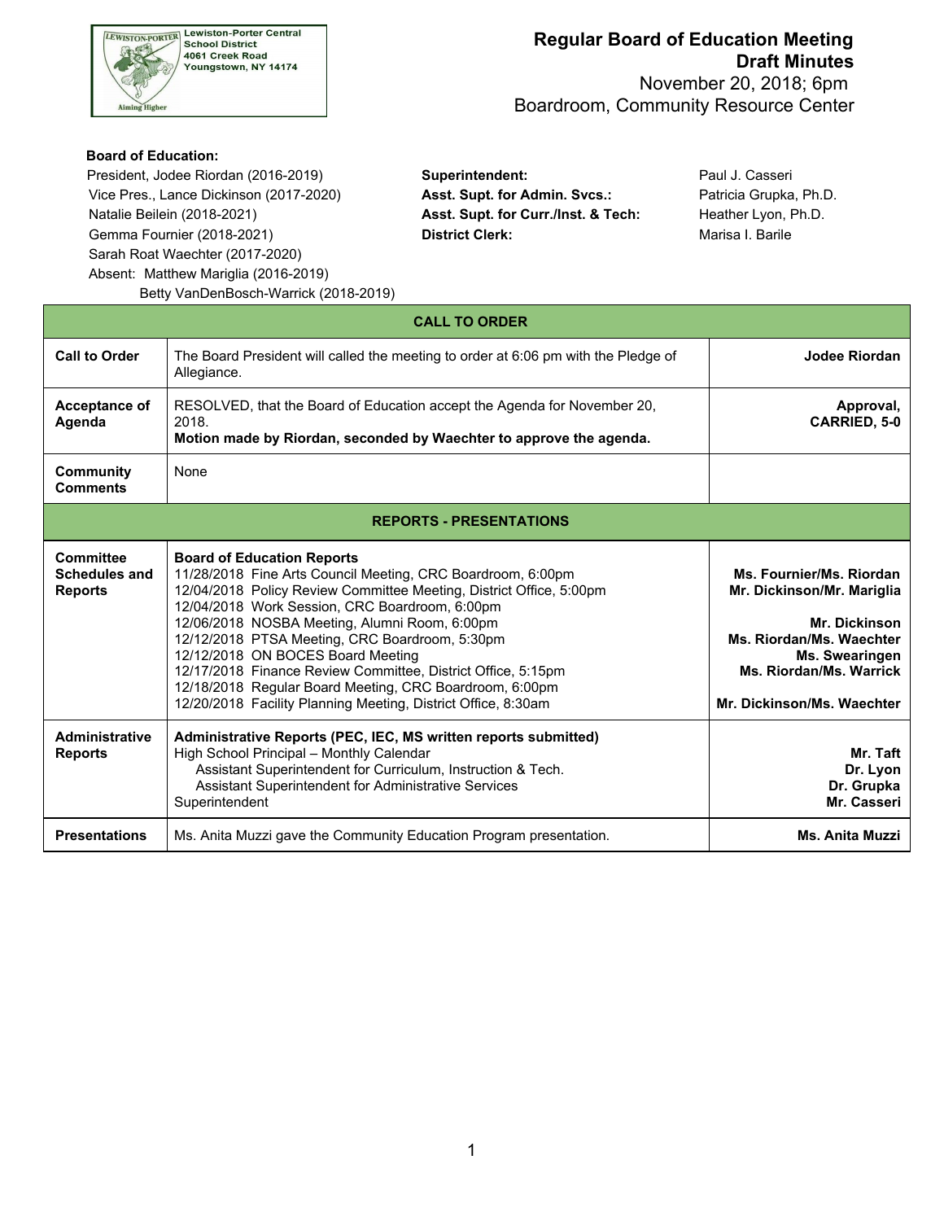Lewiston-Porter Central School District
4061 Creek Road
Youngstown, NY 14174

# Regular Board of Education Meeting
## Draft Minutes
November 20, 2018; 6pm
Boardroom, Community Resource Center

**Board of Education:**

| | | |
|---|---|---|
| President, Jodee Riordan (2016-2019) | **Superintendent:** | Paul J. Casseri |
| Vice Pres., Lance Dickinson (2017-2020) | **Asst. Supt. for Admin. Svcs.:** | Patricia Grupka, Ph.D. |
| Natalie Beilein (2018-2021) | **Asst. Supt. for Curr./Inst. & Tech:** | Heather Lyon, Ph.D. |
| Gemma Fournier (2018-2021) | **District Clerk:** | Marisa I. Barile |
| Sarah Roat Waechter (2017-2020) | | |
| Absent: Matthew Mariglia (2016-2019) | | |
| Betty VanDenBosch-Warrick (2018-2019) | | |

| **CALL TO ORDER** | | |
|---|---|---|
| **Call to Order** | The Board President will called the meeting to order at 6:06 pm with the Pledge of Allegiance. | **Jodee Riordan** |
| **Acceptance of Agenda** | RESOLVED, that the Board of Education accept the Agenda for November 20, 2018.<br>**Motion made by Riordan, seconded by Waechter to approve the agenda.** | **Approval, CARRIED, 5-0** |
| **Community Comments** | None | |
| **REPORTS - PRESENTATIONS** | | |
| **Committee Schedules and Reports** | **Board of Education Reports**<br>11/28/2018 Fine Arts Council Meeting, CRC Boardroom, 6:00pm<br>12/04/2018 Policy Review Committee Meeting, District Office, 5:00pm<br>12/04/2018 Work Session, CRC Boardroom, 6:00pm<br>12/06/2018 NOSBA Meeting, Alumni Room, 6:00pm<br>12/12/2018 PTSA Meeting, CRC Boardroom, 5:30pm<br>12/12/2018 ON BOCES Board Meeting<br>12/17/2018 Finance Review Committee, District Office, 5:15pm<br>12/18/2018 Regular Board Meeting, CRC Boardroom, 6:00pm<br>12/20/2018 Facility Planning Meeting, District Office, 8:30am | **Ms. Fournier/Ms. Riordan**<br>**Mr. Dickinson/Mr. Mariglia**<br><br>**Mr. Dickinson**<br>**Ms. Riordan/Ms. Waechter**<br>**Ms. Swearingen**<br>**Ms. Riordan/Ms. Warrick**<br><br>**Mr. Dickinson/Ms. Waechter** |
| **Administrative Reports** | **Administrative Reports (PEC, IEC, MS written reports submitted)**<br>High School Principal – Monthly Calendar<br>Assistant Superintendent for Curriculum, Instruction & Tech.<br>Assistant Superintendent for Administrative Services<br>Superintendent | <br>**Mr. Taft**<br>**Dr. Lyon**<br>**Dr. Grupka**<br>**Mr. Casseri** |
| **Presentations** | Ms. Anita Muzzi gave the Community Education Program presentation. | **Ms. Anita Muzzi** |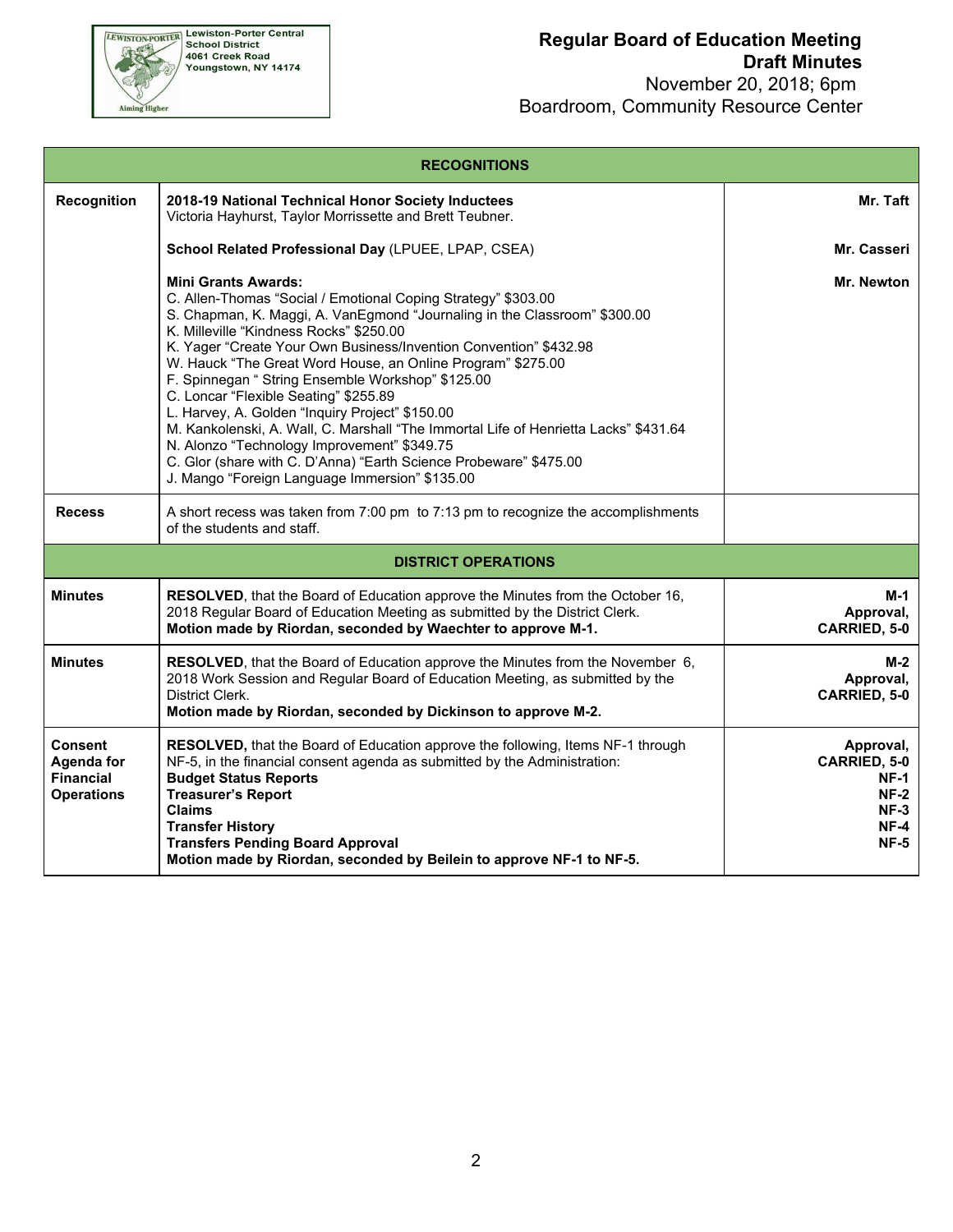Lewiston-Porter Central School District
4061 Creek Road
Youngstown, NY 14174

# Regular Board of Education Meeting
## Draft Minutes
November 20, 2018; 6pm
Boardroom, Community Resource Center

| RECOGNITIONS | | |
|---|---|---|
| **Recognition** | **2018-19 National Technical Honor Society Inductees**<br>Victoria Hayhurst, Taylor Morrissette and Brett Teubner.<br><br>**School Related Professional Day** (LPUEE, LPAP, CSEA)<br><br>**Mini Grants Awards:**<br>C. Allen-Thomas "Social / Emotional Coping Strategy" $303.00<br>S. Chapman, K. Maggi, A. VanEgmond "Journaling in the Classroom" $300.00<br>K. Milleville "Kindness Rocks" $250.00<br>K. Yager "Create Your Own Business/Invention Convention" $432.98<br>W. Hauck "The Great Word House, an Online Program" $275.00<br>F. Spinnegan " String Ensemble Workshop" $125.00<br>C. Loncar "Flexible Seating" $255.89<br>L. Harvey, A. Golden "Inquiry Project" $150.00<br>M. Kankolenski, A. Wall, C. Marshall "The Immortal Life of Henrietta Lacks" $431.64<br>N. Alonzo "Technology Improvement" $349.75<br>C. Glor (share with C. D'Anna) "Earth Science Probeware" $475.00<br>J. Mango "Foreign Language Immersion" $135.00 | **Mr. Taft**<br><br>**Mr. Casseri**<br><br>**Mr. Newton** |
| **Recess** | A short recess was taken from 7:00 pm to 7:13 pm to recognize the accomplishments of the students and staff. | |
| **DISTRICT OPERATIONS** | | |
| **Minutes** | **RESOLVED**, that the Board of Education approve the Minutes from the October 16, 2018 Regular Board of Education Meeting as submitted by the District Clerk.<br>**Motion made by Riordan, seconded by Waechter to approve M-1.** | **M-1**<br>**Approval,**<br>**CARRIED, 5-0** |
| **Minutes** | **RESOLVED**, that the Board of Education approve the Minutes from the November 6, 2018 Work Session and Regular Board of Education Meeting, as submitted by the District Clerk.<br>**Motion made by Riordan, seconded by Dickinson to approve M-2.** | **M-2**<br>**Approval,**<br>**CARRIED, 5-0** |
| **Consent Agenda for Financial Operations** | **RESOLVED,** that the Board of Education approve the following, Items NF-1 through NF-5, in the financial consent agenda as submitted by the Administration:<br>**Budget Status Reports**<br>**Treasurer's Report**<br>**Claims**<br>**Transfer History**<br>**Transfers Pending Board Approval**<br>**Motion made by Riordan, seconded by Beilein to approve NF-1 to NF-5.** | **Approval,**<br>**CARRIED, 5-0**<br>**NF-1**<br>**NF-2**<br>**NF-3**<br>**NF-4**<br>**NF-5** |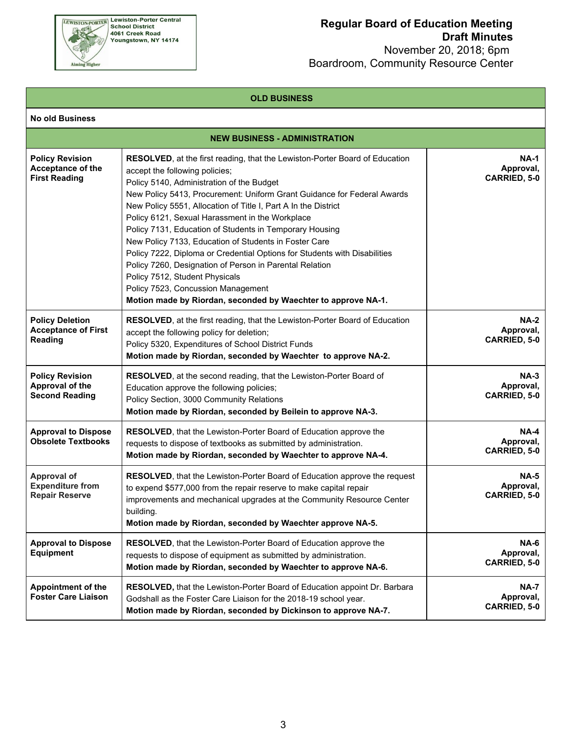**Lewiston-Porter Central School District**
4061 Creek Road
Youngstown, NY 14174

Aiming Higher

# Regular Board of Education Meeting
## Draft Minutes
November 20, 2018; 6pm
Boardroom, Community Resource Center

| OLD BUSINESS | | |
|---|---|---|
| **No old Business** | | |
| **NEW BUSINESS - ADMINISTRATION** | | |
| **Policy Revision Acceptance of the First Reading** | **RESOLVED**, at the first reading, that the Lewiston-Porter Board of Education accept the following policies;<br>Policy 5140, Administration of the Budget<br>New Policy 5413, Procurement: Uniform Grant Guidance for Federal Awards<br>New Policy 5551, Allocation of Title I, Part A In the District<br>Policy 6121, Sexual Harassment in the Workplace<br>Policy 7131, Education of Students in Temporary Housing<br>New Policy 7133, Education of Students in Foster Care<br>Policy 7222, Diploma or Credential Options for Students with Disabilities<br>Policy 7260, Designation of Person in Parental Relation<br>Policy 7512, Student Physicals<br>Policy 7523, Concussion Management<br>**Motion made by Riordan, seconded by Waechter to approve NA-1.** | **NA-1 Approval, CARRIED, 5-0** |
| **Policy Deletion Acceptance of First Reading** | **RESOLVED**, at the first reading, that the Lewiston-Porter Board of Education accept the following policy for deletion;<br>Policy 5320, Expenditures of School District Funds<br>**Motion made by Riordan, seconded by Waechter to approve NA-2.** | **NA-2 Approval, CARRIED, 5-0** |
| **Policy Revision Approval of the Second Reading** | **RESOLVED**, at the second reading, that the Lewiston-Porter Board of Education approve the following policies;<br>Policy Section, 3000 Community Relations<br>**Motion made by Riordan, seconded by Beilein to approve NA-3.** | **NA-3 Approval, CARRIED, 5-0** |
| **Approval to Dispose Obsolete Textbooks** | **RESOLVED**, that the Lewiston-Porter Board of Education approve the requests to dispose of textbooks as submitted by administration.<br>**Motion made by Riordan, seconded by Waechter to approve NA-4.** | **NA-4 Approval, CARRIED, 5-0** |
| **Approval of Expenditure from Repair Reserve** | **RESOLVED**, that the Lewiston-Porter Board of Education approve the request to expend $577,000 from the repair reserve to make capital repair improvements and mechanical upgrades at the Community Resource Center building.<br>**Motion made by Riordan, seconded by Waechter approve NA-5.** | **NA-5 Approval, CARRIED, 5-0** |
| **Approval to Dispose Equipment** | **RESOLVED**, that the Lewiston-Porter Board of Education approve the requests to dispose of equipment as submitted by administration.<br>**Motion made by Riordan, seconded by Waechter to approve NA-6.** | **NA-6 Approval, CARRIED, 5-0** |
| **Appointment of the Foster Care Liaison** | **RESOLVED,** that the Lewiston-Porter Board of Education appoint Dr. Barbara Godshall as the Foster Care Liaison for the 2018-19 school year.<br>**Motion made by Riordan, seconded by Dickinson to approve NA-7.** | **NA-7 Approval, CARRIED, 5-0** |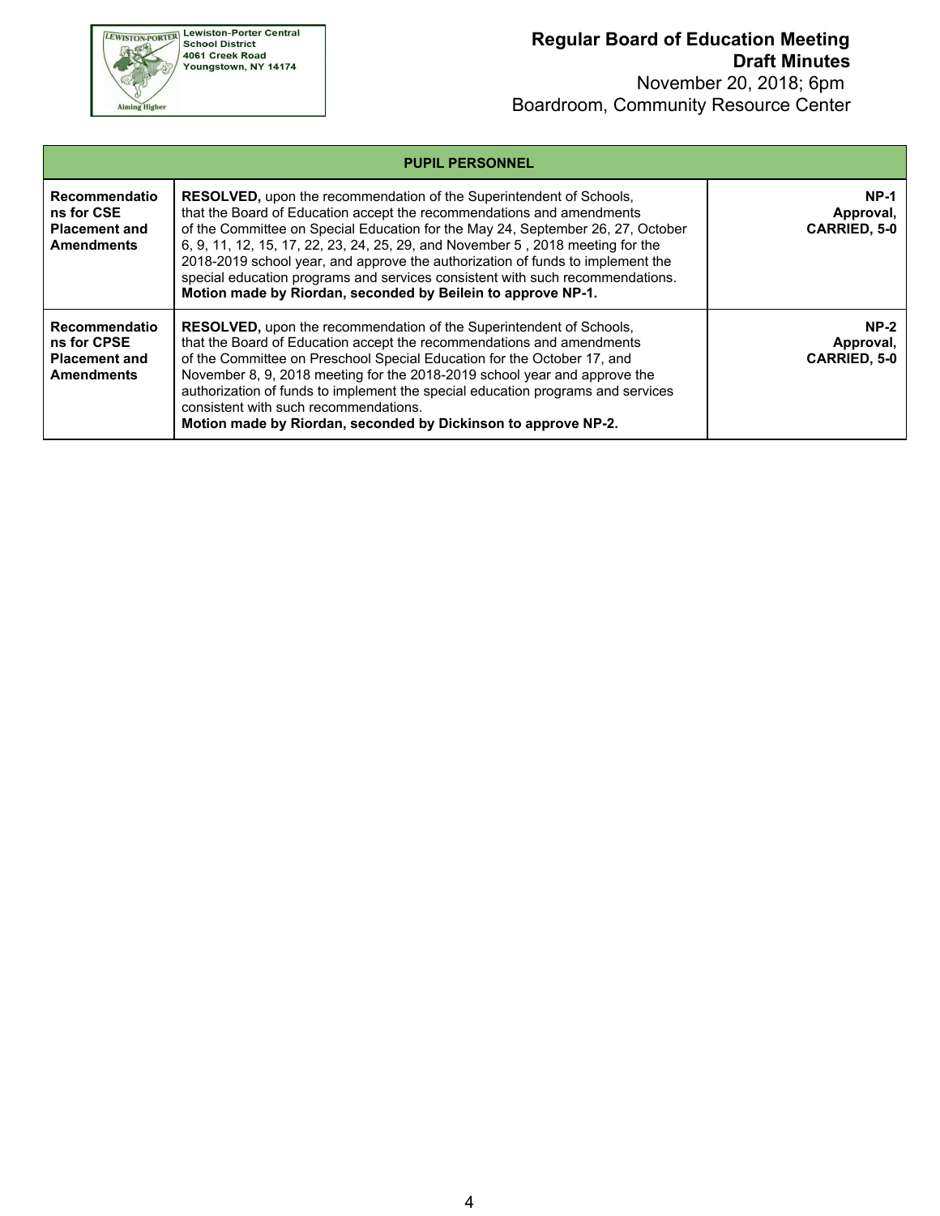| PUPIL PERSONNEL | | |
|---|---|---|
| **Recommendations for CSE Placement and Amendments** | **RESOLVED,** upon the recommendation of the Superintendent of Schools, that the Board of Education accept the recommendations and amendments of the Committee on Special Education for the May 24, September 26, 27, October 6, 9, 11, 12, 15, 17, 22, 23, 24, 25, 29, and November 5 , 2018 meeting for the 2018-2019 school year, and approve the authorization of funds to implement the special education programs and services consistent with such recommendations. **Motion made by Riordan, seconded by Beilein to approve NP-1.** | **NP-1 Approval, CARRIED, 5-0** |
| **Recommendations for CPSE Placement and Amendments** | **RESOLVED,** upon the recommendation of the Superintendent of Schools, that the Board of Education accept the recommendations and amendments of the Committee on Preschool Special Education for the October 17, and November 8, 9, 2018 meeting for the 2018-2019 school year and approve the authorization of funds to implement the special education programs and services consistent with such recommendations. **Motion made by Riordan, seconded by Dickinson to approve NP-2.** | **NP-2 Approval, CARRIED, 5-0** |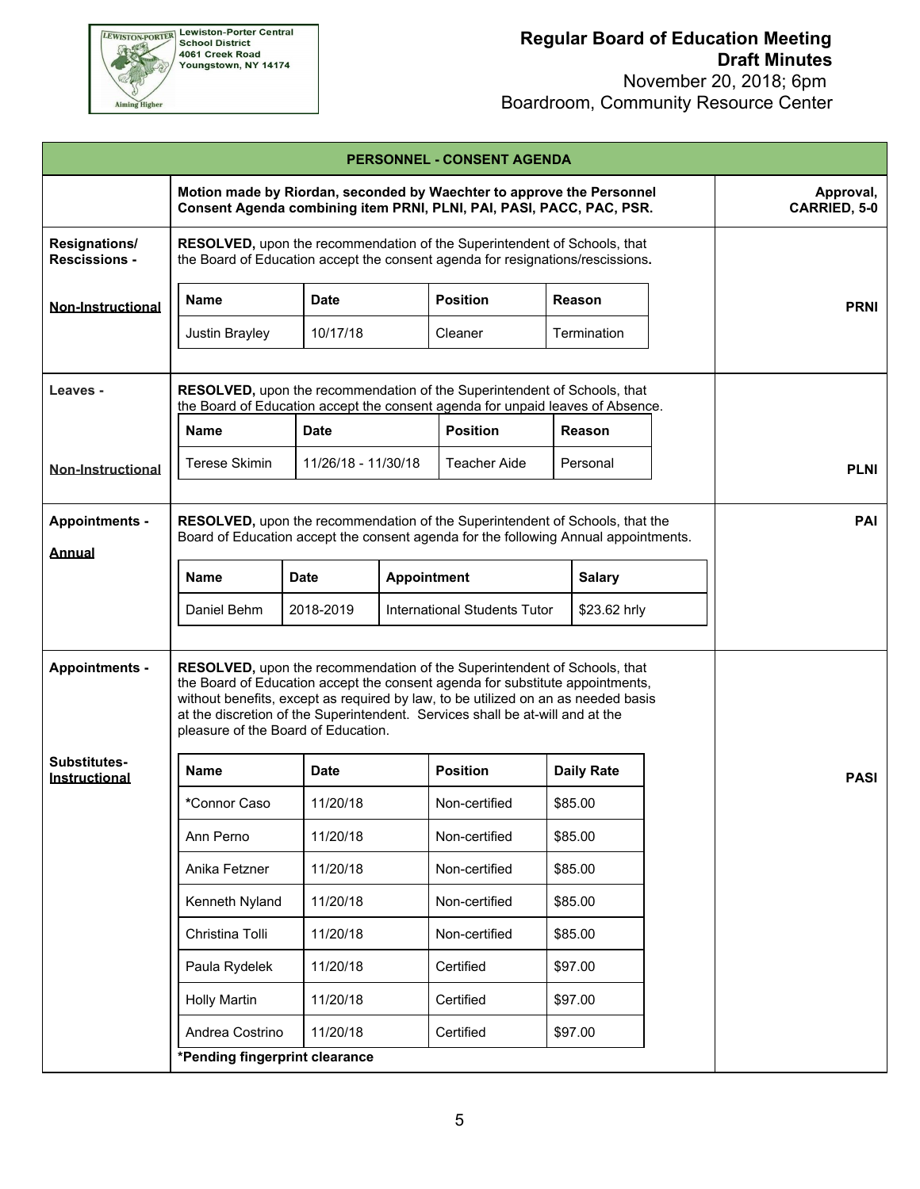Lewiston-Porter Central School District
4061 Creek Road
Youngstown, NY 14174

**Regular Board of Education Meeting**
**Draft Minutes**
November 20, 2018; 6pm
Boardroom, Community Resource Center

## PERSONNEL - CONSENT AGENDA

**Motion made by Riordan, seconded by Waechter to approve the Personnel Consent Agenda combining item PRNI, PLNI, PAI, PASI, PACC, PAC, PSR.** — **Approval, CARRIED, 5-0**

### Resignations/ Rescissions - Non-Instructional (PRNI)

**RESOLVED,** upon the recommendation of the Superintendent of Schools, that the Board of Education accept the consent agenda for resignations/rescissions**.**

| Name | Date | Position | Reason |
|---|---|---|---|
| Justin Brayley | 10/17/18 | Cleaner | Termination |

### Leaves - Non-Instructional (PLNI)

**RESOLVED,** upon the recommendation of the Superintendent of Schools, that the Board of Education accept the consent agenda for unpaid leaves of Absence.

| Name | Date | Position | Reason |
|---|---|---|---|
| Terese Skimin | 11/26/18 - 11/30/18 | Teacher Aide | Personal |

### Appointments - Annual (PAI)

**RESOLVED,** upon the recommendation of the Superintendent of Schools, that the Board of Education accept the consent agenda for the following Annual appointments.

| Name | Date | Appointment | Salary |
|---|---|---|---|
| Daniel Behm | 2018-2019 | International Students Tutor | $23.62 hrly |

### Appointments - Substitutes- Instructional (PASI)

**RESOLVED,** upon the recommendation of the Superintendent of Schools, that the Board of Education accept the consent agenda for substitute appointments, without benefits, except as required by law, to be utilized on an as needed basis at the discretion of the Superintendent. Services shall be at-will and at the pleasure of the Board of Education.

| Name | Date | Position | Daily Rate |
|---|---|---|---|
| *Connor Caso | 11/20/18 | Non-certified | $85.00 |
| Ann Perno | 11/20/18 | Non-certified | $85.00 |
| Anika Fetzner | 11/20/18 | Non-certified | $85.00 |
| Kenneth Nyland | 11/20/18 | Non-certified | $85.00 |
| Christina Tolli | 11/20/18 | Non-certified | $85.00 |
| Paula Rydelek | 11/20/18 | Certified | $97.00 |
| Holly Martin | 11/20/18 | Certified | $97.00 |
| Andrea Costrino | 11/20/18 | Certified | $97.00 |

**\*Pending fingerprint clearance**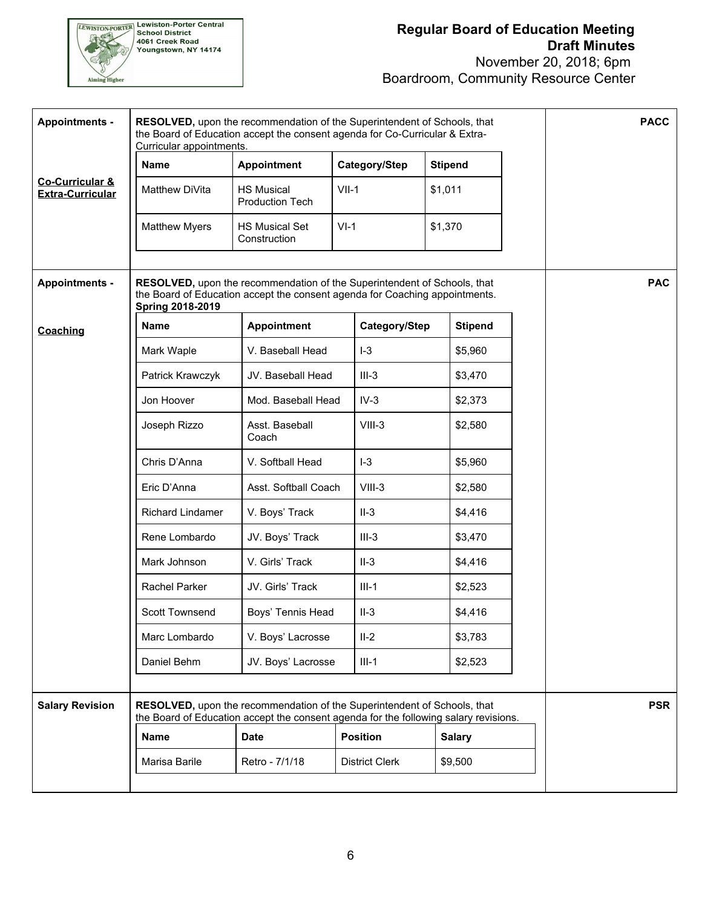| | | |
|---|---|---|
| **Appointments - Co-Curricular & Extra-Curricular** | **RESOLVED,** upon the recommendation of the Superintendent of Schools, that the Board of Education accept the consent agenda for Co-Curricular & Extra-Curricular appointments. | **PACC** |

| Name | Appointment | Category/Step | Stipend |
|---|---|---|---|
| Matthew DiVita | HS Musical Production Tech | VII-1 | $1,011 |
| Matthew Myers | HS Musical Set Construction | VI-1 | $1,370 |

| | | |
|---|---|---|
| **Appointments - Coaching** | **RESOLVED,** upon the recommendation of the Superintendent of Schools, that the Board of Education accept the consent agenda for Coaching appointments. **Spring 2018-2019** | **PAC** |

| Name | Appointment | Category/Step | Stipend |
|---|---|---|---|
| Mark Waple | V. Baseball Head | I-3 | $5,960 |
| Patrick Krawczyk | JV. Baseball Head | III-3 | $3,470 |
| Jon Hoover | Mod. Baseball Head | IV-3 | $2,373 |
| Joseph Rizzo | Asst. Baseball Coach | VIII-3 | $2,580 |
| Chris D'Anna | V. Softball Head | I-3 | $5,960 |
| Eric D'Anna | Asst. Softball Coach | VIII-3 | $2,580 |
| Richard Lindamer | V. Boys' Track | II-3 | $4,416 |
| Rene Lombardo | JV. Boys' Track | III-3 | $3,470 |
| Mark Johnson | V. Girls' Track | II-3 | $4,416 |
| Rachel Parker | JV. Girls' Track | III-1 | $2,523 |
| Scott Townsend | Boys' Tennis Head | II-3 | $4,416 |
| Marc Lombardo | V. Boys' Lacrosse | II-2 | $3,783 |
| Daniel Behm | JV. Boys' Lacrosse | III-1 | $2,523 |

| | | |
|---|---|---|
| **Salary Revision** | **RESOLVED,** upon the recommendation of the Superintendent of Schools, that the Board of Education accept the consent agenda for the following salary revisions. | **PSR** |

| Name | Date | Position | Salary |
|---|---|---|---|
| Marisa Barile | Retro - 7/1/18 | District Clerk | $9,500 |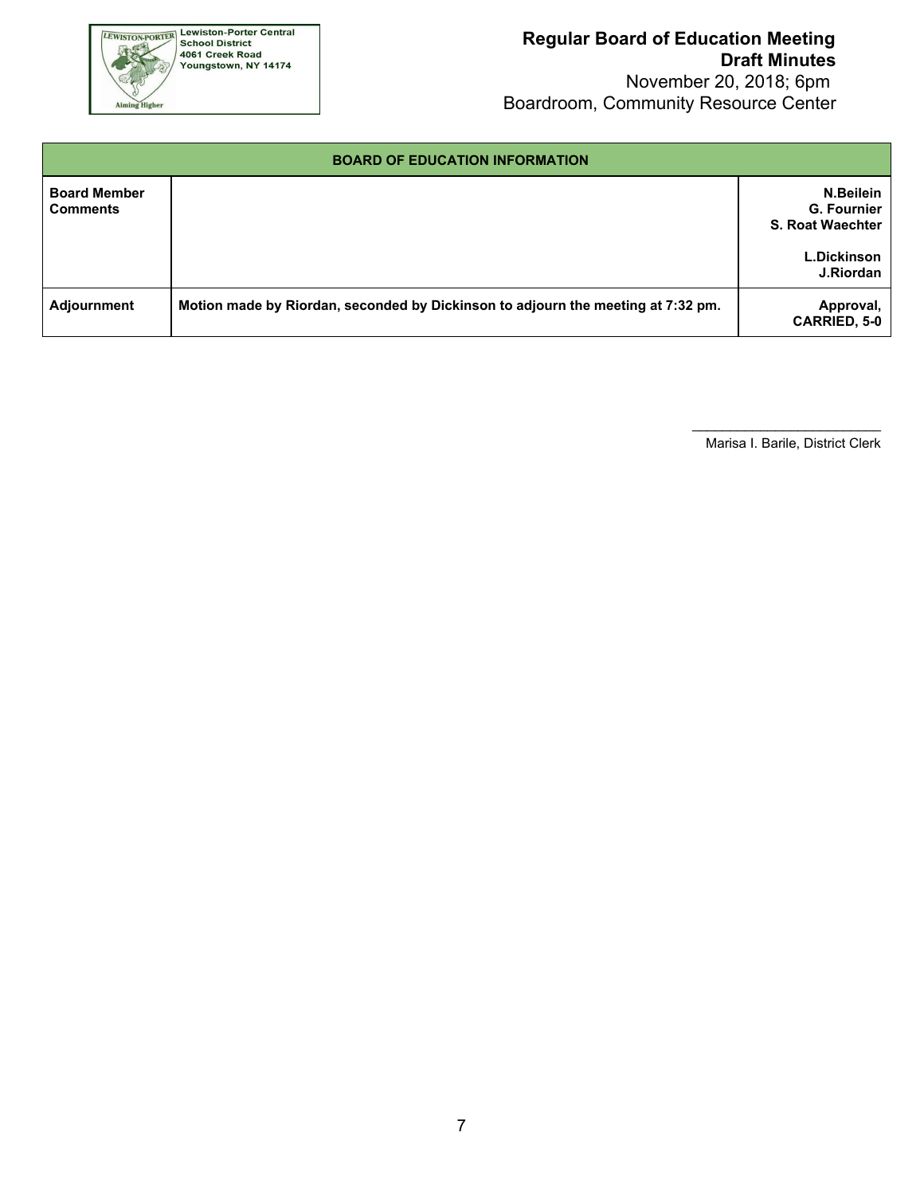Lewiston-Porter Central School District
4061 Creek Road
Youngstown, NY 14174

Aiming Higher

# Regular Board of Education Meeting
## Draft Minutes

November 20, 2018; 6pm
Boardroom, Community Resource Center

| BOARD OF EDUCATION INFORMATION | | |
|---|---|---|
| **Board Member Comments** | | **N.Beilein**<br>**G. Fournier**<br>**S. Roat Waechter**<br><br>**L.Dickinson**<br>**J.Riordan** |
| **Adjournment** | **Motion made by Riordan, seconded by Dickinson to adjourn the meeting at 7:32 pm.** | **Approval, CARRIED, 5-0** |

\_\_\_\_\_\_\_\_\_\_\_\_\_\_\_\_\_\_\_\_\_\_\_\_\_\_
Marisa I. Barile, District Clerk